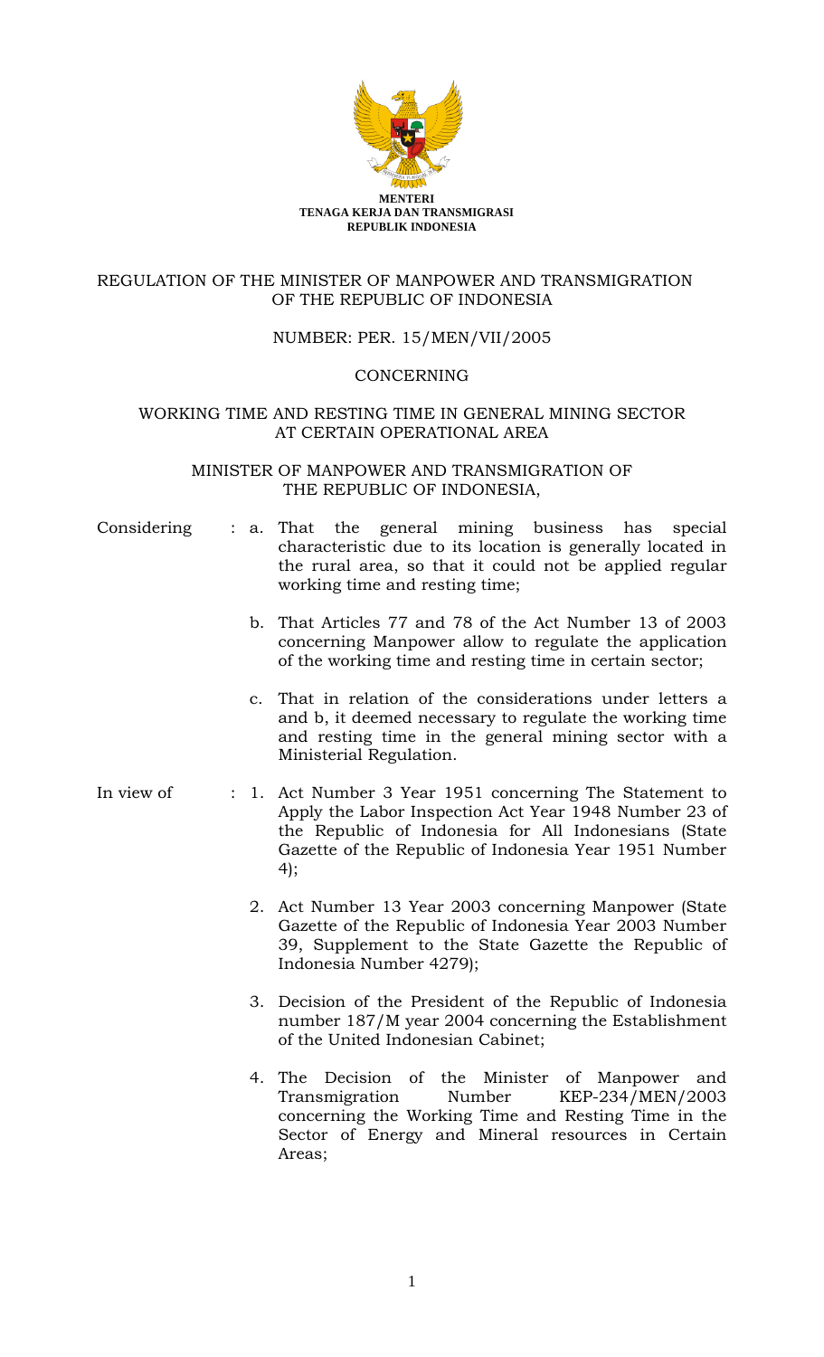**MENTERI**
**TENAGA KERJA DAN TRANSMIGRASI**
**REPUBLIK INDONESIA**

# REGULATION OF THE MINISTER OF MANPOWER AND TRANSMIGRATION OF THE REPUBLIC OF INDONESIA

NUMBER: PER. 15/MEN/VII/2005

CONCERNING

WORKING TIME AND RESTING TIME IN GENERAL MINING SECTOR AT CERTAIN OPERATIONAL AREA

MINISTER OF MANPOWER AND TRANSMIGRATION OF THE REPUBLIC OF INDONESIA,

Considering :

a. That the general mining business has special characteristic due to its location is generally located in the rural area, so that it could not be applied regular working time and resting time;

b. That Articles 77 and 78 of the Act Number 13 of 2003 concerning Manpower allow to regulate the application of the working time and resting time in certain sector;

c. That in relation of the considerations under letters a and b, it deemed necessary to regulate the working time and resting time in the general mining sector with a Ministerial Regulation.

In view of :

1. Act Number 3 Year 1951 concerning The Statement to Apply the Labor Inspection Act Year 1948 Number 23 of the Republic of Indonesia for All Indonesians (State Gazette of the Republic of Indonesia Year 1951 Number 4);

2. Act Number 13 Year 2003 concerning Manpower (State Gazette of the Republic of Indonesia Year 2003 Number 39, Supplement to the State Gazette the Republic of Indonesia Number 4279);

3. Decision of the President of the Republic of Indonesia number 187/M year 2004 concerning the Establishment of the United Indonesian Cabinet;

4. The Decision of the Minister of Manpower and Transmigration Number KEP-234/MEN/2003 concerning the Working Time and Resting Time in the Sector of Energy and Mineral resources in Certain Areas;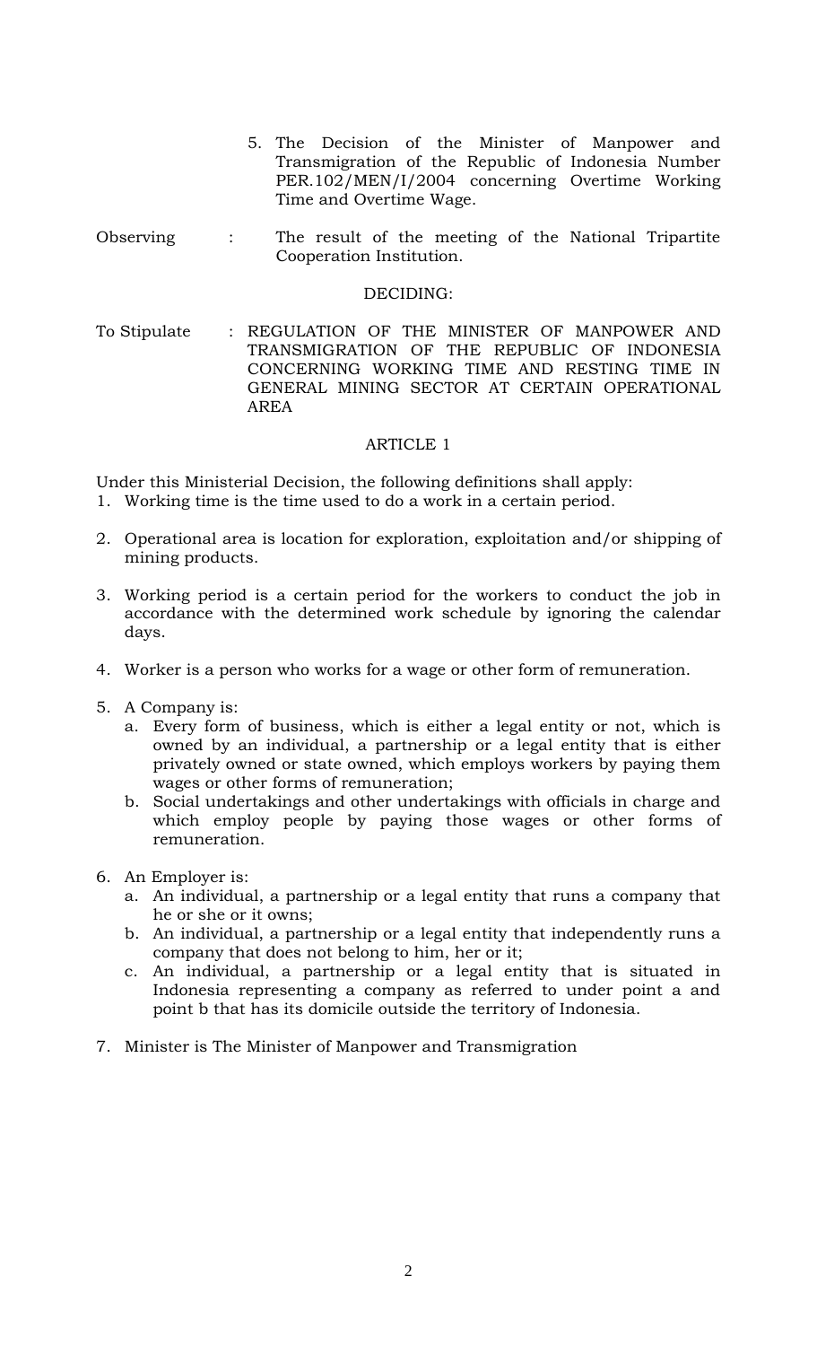5. The Decision of the Minister of Manpower and Transmigration of the Republic of Indonesia Number PER.102/MEN/I/2004 concerning Overtime Working Time and Overtime Wage.

Observing : The result of the meeting of the National Tripartite Cooperation Institution.

DECIDING:

To Stipulate : REGULATION OF THE MINISTER OF MANPOWER AND TRANSMIGRATION OF THE REPUBLIC OF INDONESIA CONCERNING WORKING TIME AND RESTING TIME IN GENERAL MINING SECTOR AT CERTAIN OPERATIONAL AREA

ARTICLE 1

Under this Ministerial Decision, the following definitions shall apply:

1. Working time is the time used to do a work in a certain period.

2. Operational area is location for exploration, exploitation and/or shipping of mining products.

3. Working period is a certain period for the workers to conduct the job in accordance with the determined work schedule by ignoring the calendar days.

4. Worker is a person who works for a wage or other form of remuneration.

5. A Company is:
   a. Every form of business, which is either a legal entity or not, which is owned by an individual, a partnership or a legal entity that is either privately owned or state owned, which employs workers by paying them wages or other forms of remuneration;
   b. Social undertakings and other undertakings with officials in charge and which employ people by paying those wages or other forms of remuneration.

6. An Employer is:
   a. An individual, a partnership or a legal entity that runs a company that he or she or it owns;
   b. An individual, a partnership or a legal entity that independently runs a company that does not belong to him, her or it;
   c. An individual, a partnership or a legal entity that is situated in Indonesia representing a company as referred to under point a and point b that has its domicile outside the territory of Indonesia.

7. Minister is The Minister of Manpower and Transmigration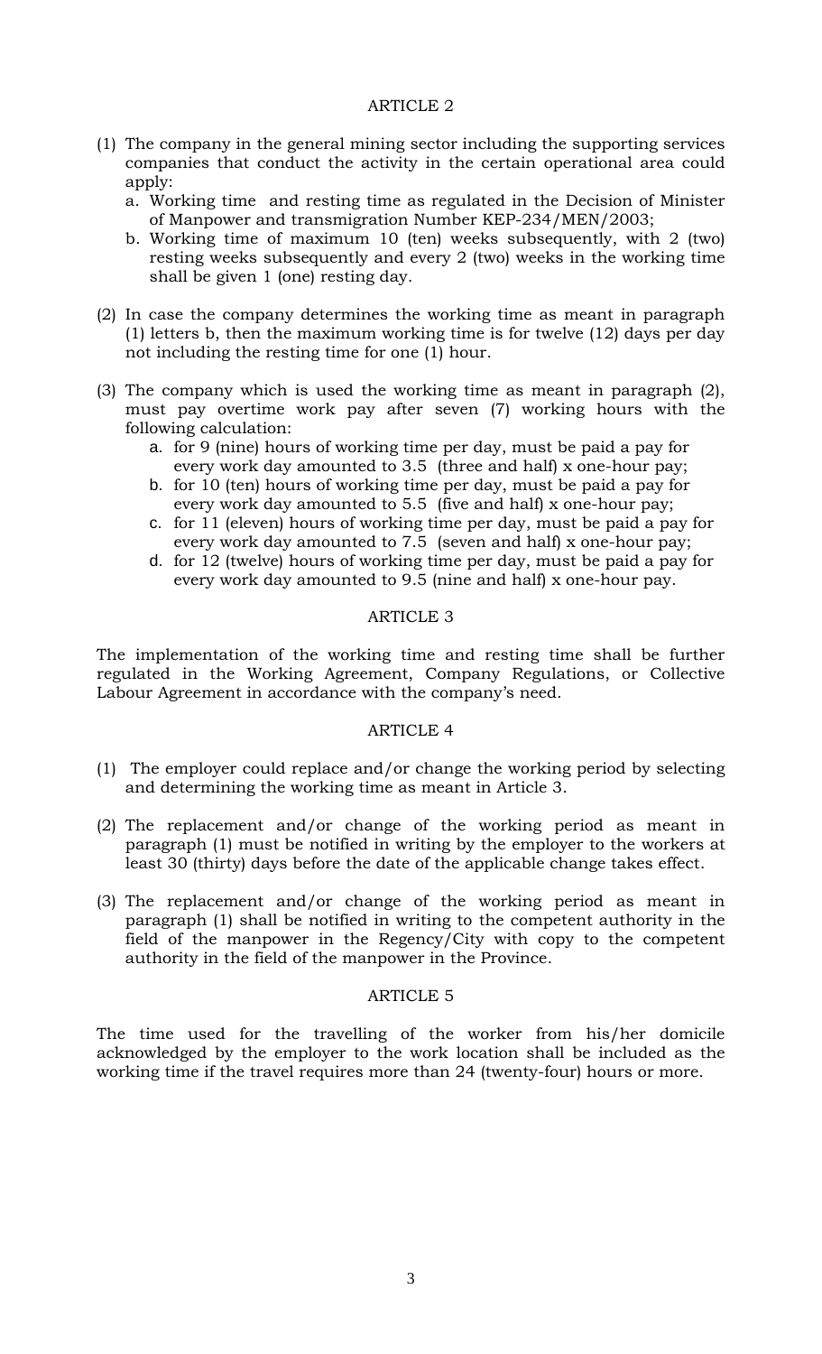## ARTICLE 2

(1) The company in the general mining sector including the supporting services companies that conduct the activity in the certain operational area could apply:
   a. Working time and resting time as regulated in the Decision of Minister of Manpower and transmigration Number KEP-234/MEN/2003;
   b. Working time of maximum 10 (ten) weeks subsequently, with 2 (two) resting weeks subsequently and every 2 (two) weeks in the working time shall be given 1 (one) resting day.

(2) In case the company determines the working time as meant in paragraph (1) letters b, then the maximum working time is for twelve (12) days per day not including the resting time for one (1) hour.

(3) The company which is used the working time as meant in paragraph (2), must pay overtime work pay after seven (7) working hours with the following calculation:
   a. for 9 (nine) hours of working time per day, must be paid a pay for every work day amounted to 3.5 (three and half) x one-hour pay;
   b. for 10 (ten) hours of working time per day, must be paid a pay for every work day amounted to 5.5 (five and half) x one-hour pay;
   c. for 11 (eleven) hours of working time per day, must be paid a pay for every work day amounted to 7.5 (seven and half) x one-hour pay;
   d. for 12 (twelve) hours of working time per day, must be paid a pay for every work day amounted to 9.5 (nine and half) x one-hour pay.

## ARTICLE 3

The implementation of the working time and resting time shall be further regulated in the Working Agreement, Company Regulations, or Collective Labour Agreement in accordance with the company's need.

## ARTICLE 4

(1) The employer could replace and/or change the working period by selecting and determining the working time as meant in Article 3.

(2) The replacement and/or change of the working period as meant in paragraph (1) must be notified in writing by the employer to the workers at least 30 (thirty) days before the date of the applicable change takes effect.

(3) The replacement and/or change of the working period as meant in paragraph (1) shall be notified in writing to the competent authority in the field of the manpower in the Regency/City with copy to the competent authority in the field of the manpower in the Province.

## ARTICLE 5

The time used for the travelling of the worker from his/her domicile acknowledged by the employer to the work location shall be included as the working time if the travel requires more than 24 (twenty-four) hours or more.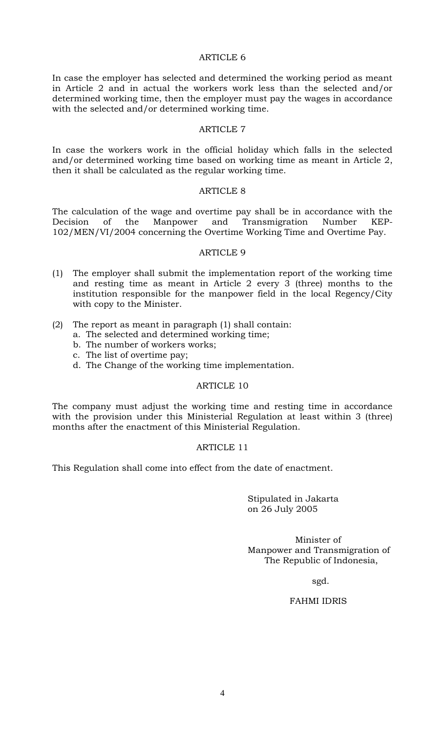## ARTICLE 6

In case the employer has selected and determined the working period as meant in Article 2 and in actual the workers work less than the selected and/or determined working time, then the employer must pay the wages in accordance with the selected and/or determined working time.

## ARTICLE 7

In case the workers work in the official holiday which falls in the selected and/or determined working time based on working time as meant in Article 2, then it shall be calculated as the regular working time.

## ARTICLE 8

The calculation of the wage and overtime pay shall be in accordance with the Decision of the Manpower and Transmigration Number KEP-102/MEN/VI/2004 concerning the Overtime Working Time and Overtime Pay.

## ARTICLE 9

(1) The employer shall submit the implementation report of the working time and resting time as meant in Article 2 every 3 (three) months to the institution responsible for the manpower field in the local Regency/City with copy to the Minister.

(2) The report as meant in paragraph (1) shall contain:
   a. The selected and determined working time;
   b. The number of workers works;
   c. The list of overtime pay;
   d. The Change of the working time implementation.

## ARTICLE 10

The company must adjust the working time and resting time in accordance with the provision under this Ministerial Regulation at least within 3 (three) months after the enactment of this Ministerial Regulation.

## ARTICLE 11

This Regulation shall come into effect from the date of enactment.

Stipulated in Jakarta
on 26 July 2005

Minister of
Manpower and Transmigration of
The Republic of Indonesia,

sgd.

FAHMI IDRIS